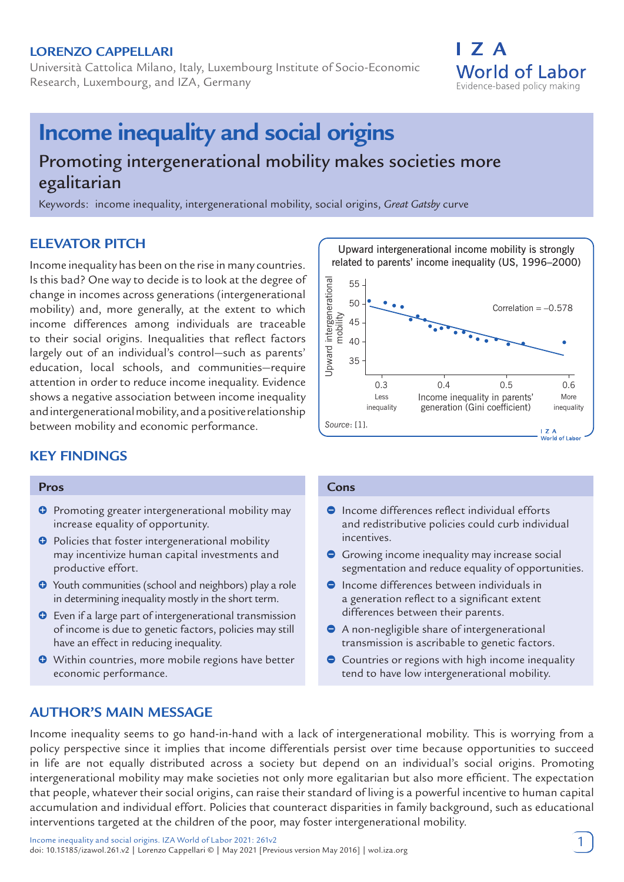**LORENZO CAPPELLARI**

Università Cattolica Milano, Italy, Luxembourg Institute of Socio-Economic Research, Luxembourg, and IZA, Germany

# Income inequality and social origins

## Promoting intergenerational mobility makes societies more egalitarian

Keywords: income inequality, intergenerational mobility, social origins, *Great Gatsby* curve

## ELEVATOR PITCH

Income inequality has been on the rise in many countries. Is this bad? One way to decide is to look at the degree of change in incomes across generations (intergenerational mobility) and, more generally, at the extent to which income differences among individuals are traceable to their social origins. Inequalities that reflect factors largely out of an individual's control—such as parents' education, local schools, and communities—require attention in order to reduce income inequality. Evidence shows a negative association between income inequality and intergenerational mobility, and a positive relationship between mobility and economic performance.

Upward intergenerational income mobility is strongly related to parents' income inequality (US, 1996–2000)

Correlation = –0.578

Upward intergenerational mobility (y-axis: 35–55); Income inequality in parents' generation (Gini coefficient) (x-axis: 0.3 Less inequality – 0.6 More inequality)

*Source*: [1].

## KEY FINDINGS

### Pros

- Promoting greater intergenerational mobility may increase equality of opportunity.
- Policies that foster intergenerational mobility may incentivize human capital investments and productive effort.
- Youth communities (school and neighbors) play a role in determining inequality mostly in the short term.
- Even if a large part of intergenerational transmission of income is due to genetic factors, policies may still have an effect in reducing inequality.
- Within countries, more mobile regions have better economic performance.

### Cons

- Income differences reflect individual efforts and redistributive policies could curb individual incentives.
- Growing income inequality may increase social segmentation and reduce equality of opportunities.
- Income differences between individuals in a generation reflect to a significant extent differences between their parents.
- A non-negligible share of intergenerational transmission is ascribable to genetic factors.
- Countries or regions with high income inequality tend to have low intergenerational mobility.

## AUTHOR'S MAIN MESSAGE

Income inequality seems to go hand-in-hand with a lack of intergenerational mobility. This is worrying from a policy perspective since it implies that income differentials persist over time because opportunities to succeed in life are not equally distributed across a society but depend on an individual's social origins. Promoting intergenerational mobility may make societies not only more egalitarian but also more efficient. The expectation that people, whatever their social origins, can raise their standard of living is a powerful incentive to human capital accumulation and individual effort. Policies that counteract disparities in family background, such as educational interventions targeted at the children of the poor, may foster intergenerational mobility.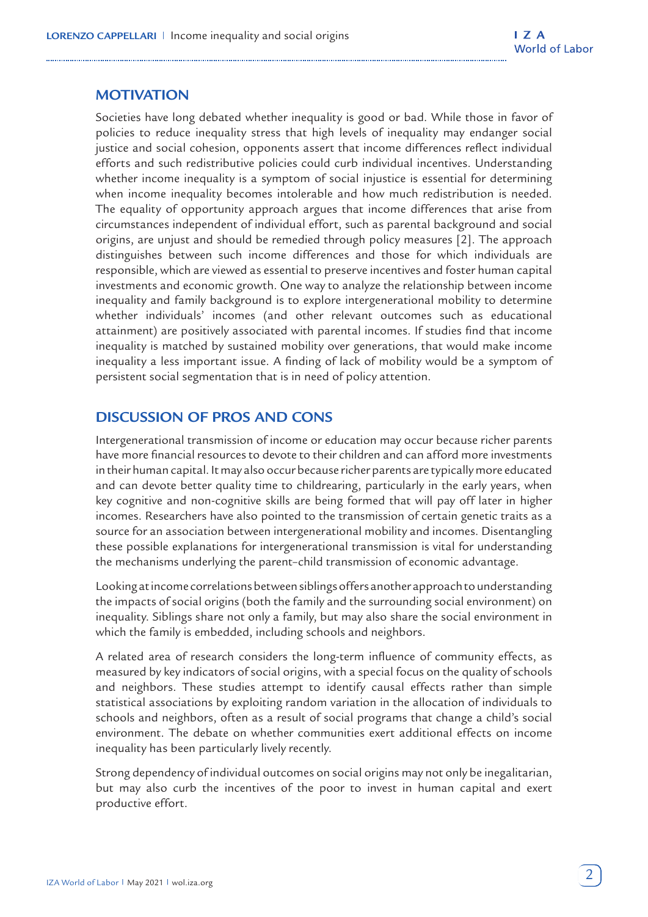## MOTIVATION

Societies have long debated whether inequality is good or bad. While those in favor of policies to reduce inequality stress that high levels of inequality may endanger social justice and social cohesion, opponents assert that income differences reflect individual efforts and such redistributive policies could curb individual incentives. Understanding whether income inequality is a symptom of social injustice is essential for determining when income inequality becomes intolerable and how much redistribution is needed. The equality of opportunity approach argues that income differences that arise from circumstances independent of individual effort, such as parental background and social origins, are unjust and should be remedied through policy measures [2]. The approach distinguishes between such income differences and those for which individuals are responsible, which are viewed as essential to preserve incentives and foster human capital investments and economic growth. One way to analyze the relationship between income inequality and family background is to explore intergenerational mobility to determine whether individuals' incomes (and other relevant outcomes such as educational attainment) are positively associated with parental incomes. If studies find that income inequality is matched by sustained mobility over generations, that would make income inequality a less important issue. A finding of lack of mobility would be a symptom of persistent social segmentation that is in need of policy attention.

## DISCUSSION OF PROS AND CONS

Intergenerational transmission of income or education may occur because richer parents have more financial resources to devote to their children and can afford more investments in their human capital. It may also occur because richer parents are typically more educated and can devote better quality time to childrearing, particularly in the early years, when key cognitive and non-cognitive skills are being formed that will pay off later in higher incomes. Researchers have also pointed to the transmission of certain genetic traits as a source for an association between intergenerational mobility and incomes. Disentangling these possible explanations for intergenerational transmission is vital for understanding the mechanisms underlying the parent–child transmission of economic advantage.

Looking at income correlations between siblings offers another approach to understanding the impacts of social origins (both the family and the surrounding social environment) on inequality. Siblings share not only a family, but may also share the social environment in which the family is embedded, including schools and neighbors.

A related area of research considers the long-term influence of community effects, as measured by key indicators of social origins, with a special focus on the quality of schools and neighbors. These studies attempt to identify causal effects rather than simple statistical associations by exploiting random variation in the allocation of individuals to schools and neighbors, often as a result of social programs that change a child's social environment. The debate on whether communities exert additional effects on income inequality has been particularly lively recently.

Strong dependency of individual outcomes on social origins may not only be inegalitarian, but may also curb the incentives of the poor to invest in human capital and exert productive effort.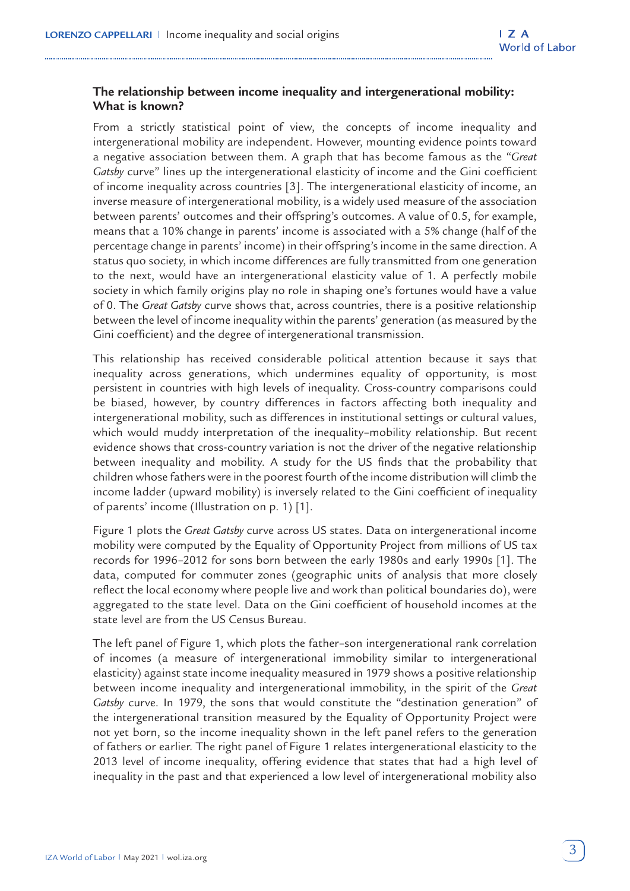## The relationship between income inequality and intergenerational mobility: What is known?

From a strictly statistical point of view, the concepts of income inequality and intergenerational mobility are independent. However, mounting evidence points toward a negative association between them. A graph that has become famous as the "*Great Gatsby* curve" lines up the intergenerational elasticity of income and the Gini coefficient of income inequality across countries [3]. The intergenerational elasticity of income, an inverse measure of intergenerational mobility, is a widely used measure of the association between parents' outcomes and their offspring's outcomes. A value of 0.5, for example, means that a 10% change in parents' income is associated with a 5% change (half of the percentage change in parents' income) in their offspring's income in the same direction. A status quo society, in which income differences are fully transmitted from one generation to the next, would have an intergenerational elasticity value of 1. A perfectly mobile society in which family origins play no role in shaping one's fortunes would have a value of 0. The *Great Gatsby* curve shows that, across countries, there is a positive relationship between the level of income inequality within the parents' generation (as measured by the Gini coefficient) and the degree of intergenerational transmission.

This relationship has received considerable political attention because it says that inequality across generations, which undermines equality of opportunity, is most persistent in countries with high levels of inequality. Cross-country comparisons could be biased, however, by country differences in factors affecting both inequality and intergenerational mobility, such as differences in institutional settings or cultural values, which would muddy interpretation of the inequality–mobility relationship. But recent evidence shows that cross-country variation is not the driver of the negative relationship between inequality and mobility. A study for the US finds that the probability that children whose fathers were in the poorest fourth of the income distribution will climb the income ladder (upward mobility) is inversely related to the Gini coefficient of inequality of parents' income (Illustration on p. 1) [1].

Figure 1 plots the *Great Gatsby* curve across US states. Data on intergenerational income mobility were computed by the Equality of Opportunity Project from millions of US tax records for 1996–2012 for sons born between the early 1980s and early 1990s [1]. The data, computed for commuter zones (geographic units of analysis that more closely reflect the local economy where people live and work than political boundaries do), were aggregated to the state level. Data on the Gini coefficient of household incomes at the state level are from the US Census Bureau.

The left panel of Figure 1, which plots the father–son intergenerational rank correlation of incomes (a measure of intergenerational immobility similar to intergenerational elasticity) against state income inequality measured in 1979 shows a positive relationship between income inequality and intergenerational immobility, in the spirit of the *Great Gatsby* curve. In 1979, the sons that would constitute the "destination generation" of the intergenerational transition measured by the Equality of Opportunity Project were not yet born, so the income inequality shown in the left panel refers to the generation of fathers or earlier. The right panel of Figure 1 relates intergenerational elasticity to the 2013 level of income inequality, offering evidence that states that had a high level of inequality in the past and that experienced a low level of intergenerational mobility also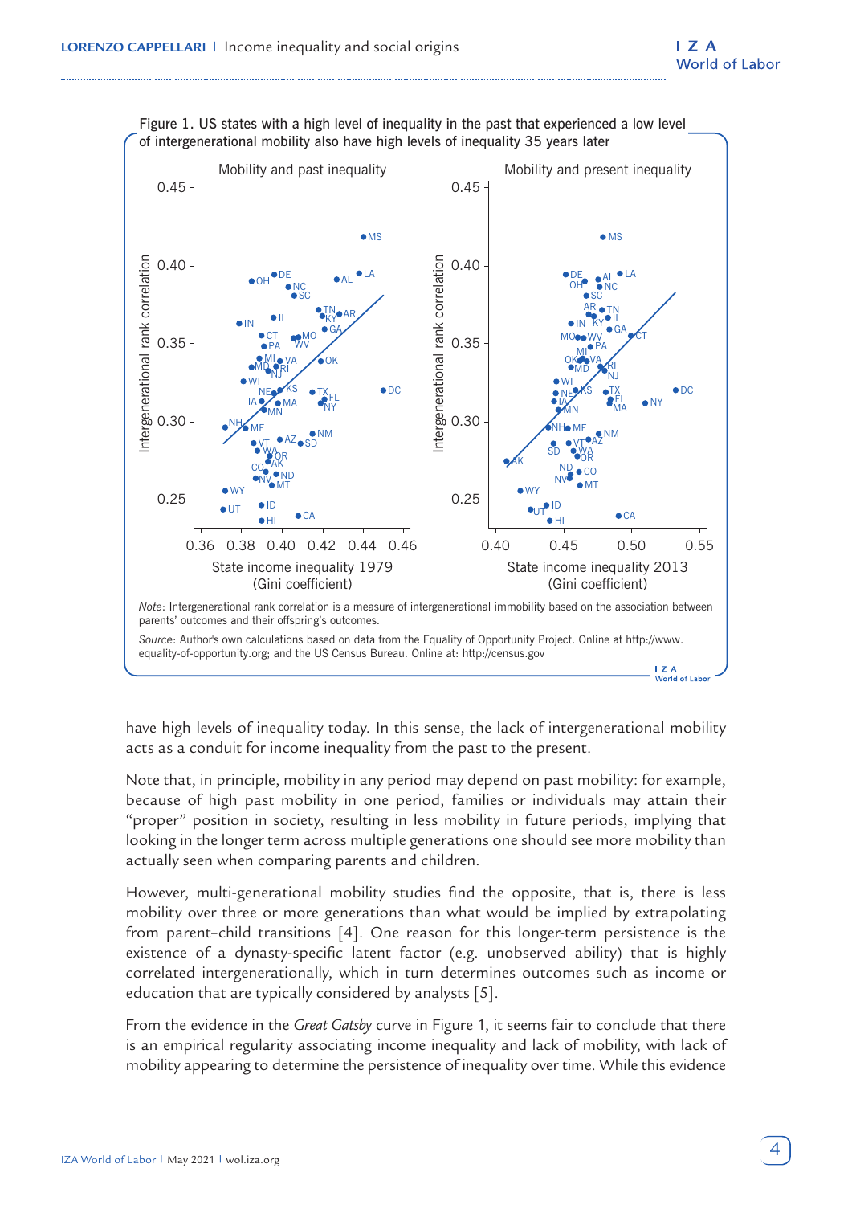Figure 1. US states with a high level of inequality in the past that experienced a low level of intergenerational mobility also have high levels of inequality 35 years later

*Note*: Intergenerational rank correlation is a measure of intergenerational immobility based on the association between parents' outcomes and their offspring's outcomes.

*Source*: Author's own calculations based on data from the Equality of Opportunity Project. Online at http://www.equality-of-opportunity.org; and the US Census Bureau. Online at: http://census.gov

have high levels of inequality today. In this sense, the lack of intergenerational mobility acts as a conduit for income inequality from the past to the present.

Note that, in principle, mobility in any period may depend on past mobility: for example, because of high past mobility in one period, families or individuals may attain their "proper" position in society, resulting in less mobility in future periods, implying that looking in the longer term across multiple generations one should see more mobility than actually seen when comparing parents and children.

However, multi-generational mobility studies find the opposite, that is, there is less mobility over three or more generations than what would be implied by extrapolating from parent–child transitions [4]. One reason for this longer-term persistence is the existence of a dynasty-specific latent factor (e.g. unobserved ability) that is highly correlated intergenerationally, which in turn determines outcomes such as income or education that are typically considered by analysts [5].

From the evidence in the *Great Gatsby* curve in Figure 1, it seems fair to conclude that there is an empirical regularity associating income inequality and lack of mobility, with lack of mobility appearing to determine the persistence of inequality over time. While this evidence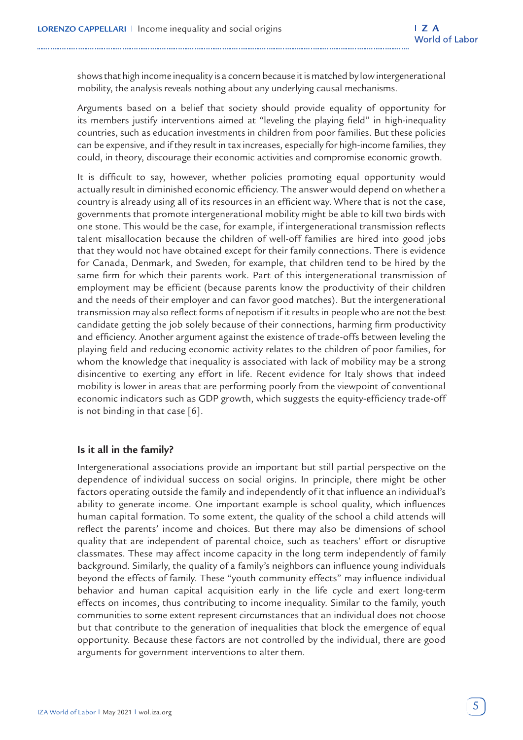shows that high income inequality is a concern because it is matched by low intergenerational mobility, the analysis reveals nothing about any underlying causal mechanisms.

Arguments based on a belief that society should provide equality of opportunity for its members justify interventions aimed at "leveling the playing field" in high-inequality countries, such as education investments in children from poor families. But these policies can be expensive, and if they result in tax increases, especially for high-income families, they could, in theory, discourage their economic activities and compromise economic growth.

It is difficult to say, however, whether policies promoting equal opportunity would actually result in diminished economic efficiency. The answer would depend on whether a country is already using all of its resources in an efficient way. Where that is not the case, governments that promote intergenerational mobility might be able to kill two birds with one stone. This would be the case, for example, if intergenerational transmission reflects talent misallocation because the children of well-off families are hired into good jobs that they would not have obtained except for their family connections. There is evidence for Canada, Denmark, and Sweden, for example, that children tend to be hired by the same firm for which their parents work. Part of this intergenerational transmission of employment may be efficient (because parents know the productivity of their children and the needs of their employer and can favor good matches). But the intergenerational transmission may also reflect forms of nepotism if it results in people who are not the best candidate getting the job solely because of their connections, harming firm productivity and efficiency. Another argument against the existence of trade-offs between leveling the playing field and reducing economic activity relates to the children of poor families, for whom the knowledge that inequality is associated with lack of mobility may be a strong disincentive to exerting any effort in life. Recent evidence for Italy shows that indeed mobility is lower in areas that are performing poorly from the viewpoint of conventional economic indicators such as GDP growth, which suggests the equity-efficiency trade-off is not binding in that case [6].

## Is it all in the family?

Intergenerational associations provide an important but still partial perspective on the dependence of individual success on social origins. In principle, there might be other factors operating outside the family and independently of it that influence an individual's ability to generate income. One important example is school quality, which influences human capital formation. To some extent, the quality of the school a child attends will reflect the parents' income and choices. But there may also be dimensions of school quality that are independent of parental choice, such as teachers' effort or disruptive classmates. These may affect income capacity in the long term independently of family background. Similarly, the quality of a family's neighbors can influence young individuals beyond the effects of family. These "youth community effects" may influence individual behavior and human capital acquisition early in the life cycle and exert long-term effects on incomes, thus contributing to income inequality. Similar to the family, youth communities to some extent represent circumstances that an individual does not choose but that contribute to the generation of inequalities that block the emergence of equal opportunity. Because these factors are not controlled by the individual, there are good arguments for government interventions to alter them.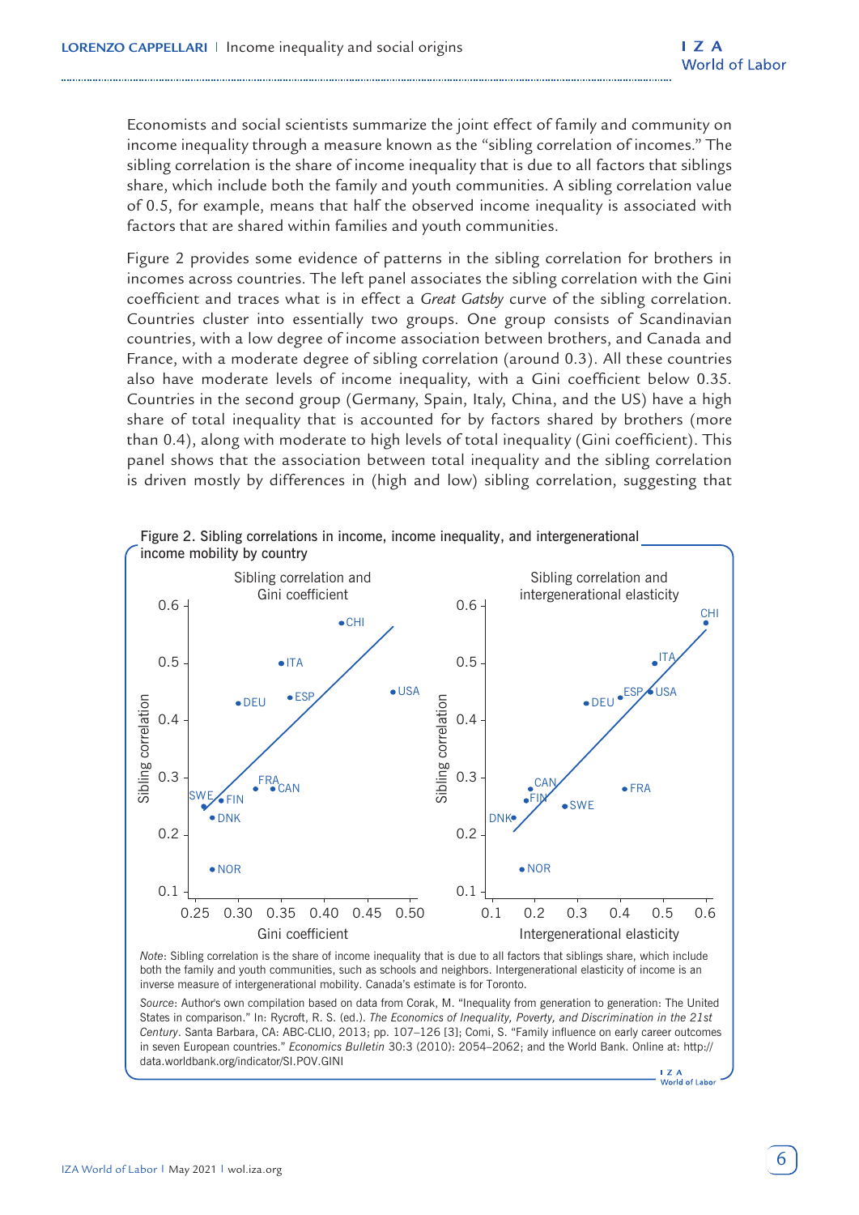Economists and social scientists summarize the joint effect of family and community on income inequality through a measure known as the "sibling correlation of incomes." The sibling correlation is the share of income inequality that is due to all factors that siblings share, which include both the family and youth communities. A sibling correlation value of 0.5, for example, means that half the observed income inequality is associated with factors that are shared within families and youth communities.

Figure 2 provides some evidence of patterns in the sibling correlation for brothers in incomes across countries. The left panel associates the sibling correlation with the Gini coefficient and traces what is in effect a *Great Gatsby* curve of the sibling correlation. Countries cluster into essentially two groups. One group consists of Scandinavian countries, with a low degree of income association between brothers, and Canada and France, with a moderate degree of sibling correlation (around 0.3). All these countries also have moderate levels of income inequality, with a Gini coefficient below 0.35. Countries in the second group (Germany, Spain, Italy, China, and the US) have a high share of total inequality that is accounted for by factors shared by brothers (more than 0.4), along with moderate to high levels of total inequality (Gini coefficient). This panel shows that the association between total inequality and the sibling correlation is driven mostly by differences in (high and low) sibling correlation, suggesting that

Figure 2. Sibling correlations in income, income inequality, and intergenerational income mobility by country

*Note*: Sibling correlation is the share of income inequality that is due to all factors that siblings share, which include both the family and youth communities, such as schools and neighbors. Intergenerational elasticity of income is an inverse measure of intergenerational mobility. Canada's estimate is for Toronto.

*Source*: Author's own compilation based on data from Corak, M. "Inequality from generation to generation: The United States in comparison." In: Rycroft, R. S. (ed.). *The Economics of Inequality, Poverty, and Discrimination in the 21st Century*. Santa Barbara, CA: ABC-CLIO, 2013; pp. 107–126 [3]; Comi, S. "Family influence on early career outcomes in seven European countries." *Economics Bulletin* 30:3 (2010): 2054–2062; and the World Bank. Online at: http://data.worldbank.org/indicator/SI.POV.GINI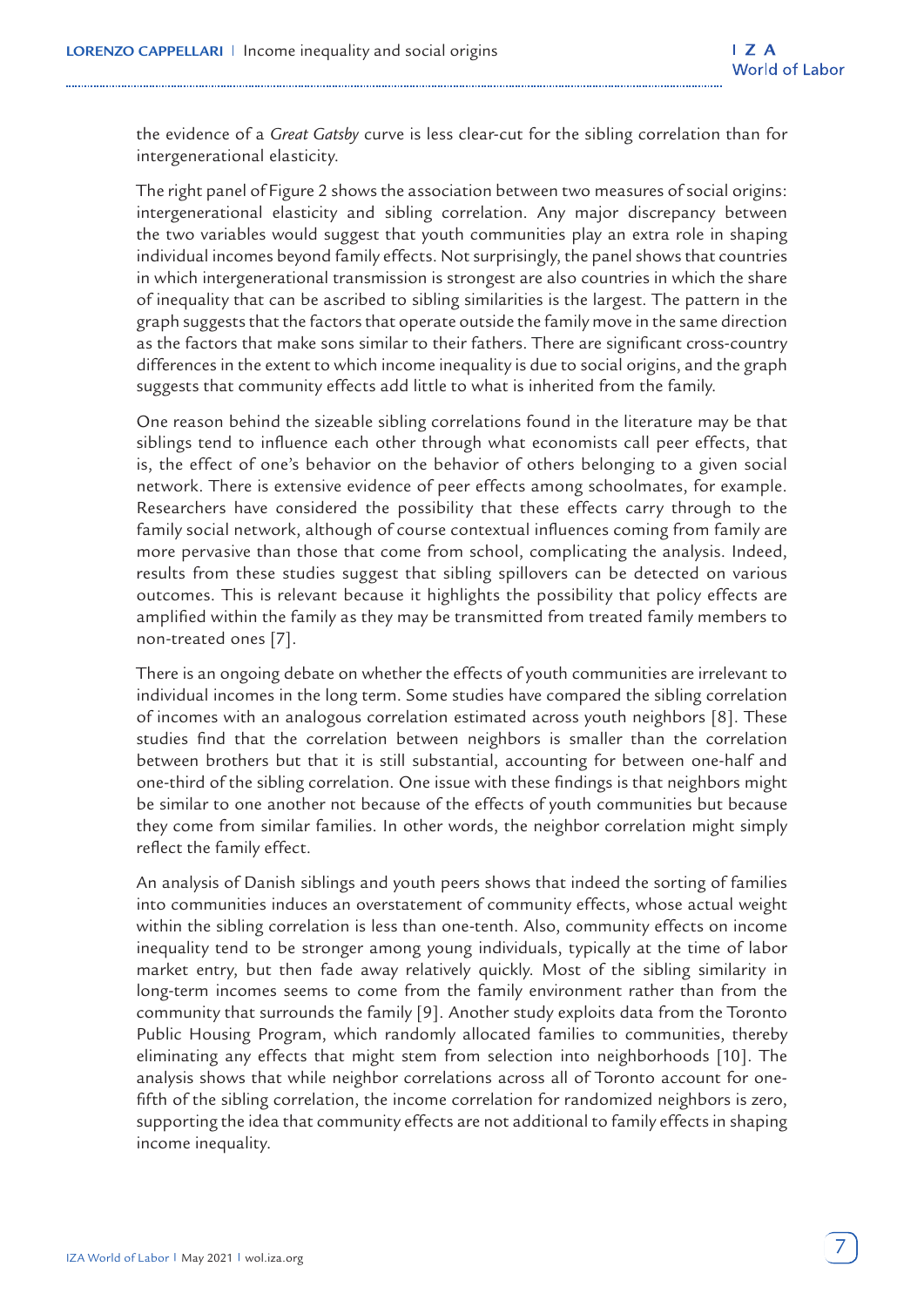the evidence of a *Great Gatsby* curve is less clear-cut for the sibling correlation than for intergenerational elasticity.

The right panel of Figure 2 shows the association between two measures of social origins: intergenerational elasticity and sibling correlation. Any major discrepancy between the two variables would suggest that youth communities play an extra role in shaping individual incomes beyond family effects. Not surprisingly, the panel shows that countries in which intergenerational transmission is strongest are also countries in which the share of inequality that can be ascribed to sibling similarities is the largest. The pattern in the graph suggests that the factors that operate outside the family move in the same direction as the factors that make sons similar to their fathers. There are significant cross-country differences in the extent to which income inequality is due to social origins, and the graph suggests that community effects add little to what is inherited from the family.

One reason behind the sizeable sibling correlations found in the literature may be that siblings tend to influence each other through what economists call peer effects, that is, the effect of one's behavior on the behavior of others belonging to a given social network. There is extensive evidence of peer effects among schoolmates, for example. Researchers have considered the possibility that these effects carry through to the family social network, although of course contextual influences coming from family are more pervasive than those that come from school, complicating the analysis. Indeed, results from these studies suggest that sibling spillovers can be detected on various outcomes. This is relevant because it highlights the possibility that policy effects are amplified within the family as they may be transmitted from treated family members to non-treated ones [7].

There is an ongoing debate on whether the effects of youth communities are irrelevant to individual incomes in the long term. Some studies have compared the sibling correlation of incomes with an analogous correlation estimated across youth neighbors [8]. These studies find that the correlation between neighbors is smaller than the correlation between brothers but that it is still substantial, accounting for between one-half and one-third of the sibling correlation. One issue with these findings is that neighbors might be similar to one another not because of the effects of youth communities but because they come from similar families. In other words, the neighbor correlation might simply reflect the family effect.

An analysis of Danish siblings and youth peers shows that indeed the sorting of families into communities induces an overstatement of community effects, whose actual weight within the sibling correlation is less than one-tenth. Also, community effects on income inequality tend to be stronger among young individuals, typically at the time of labor market entry, but then fade away relatively quickly. Most of the sibling similarity in long-term incomes seems to come from the family environment rather than from the community that surrounds the family [9]. Another study exploits data from the Toronto Public Housing Program, which randomly allocated families to communities, thereby eliminating any effects that might stem from selection into neighborhoods [10]. The analysis shows that while neighbor correlations across all of Toronto account for one-fifth of the sibling correlation, the income correlation for randomized neighbors is zero, supporting the idea that community effects are not additional to family effects in shaping income inequality.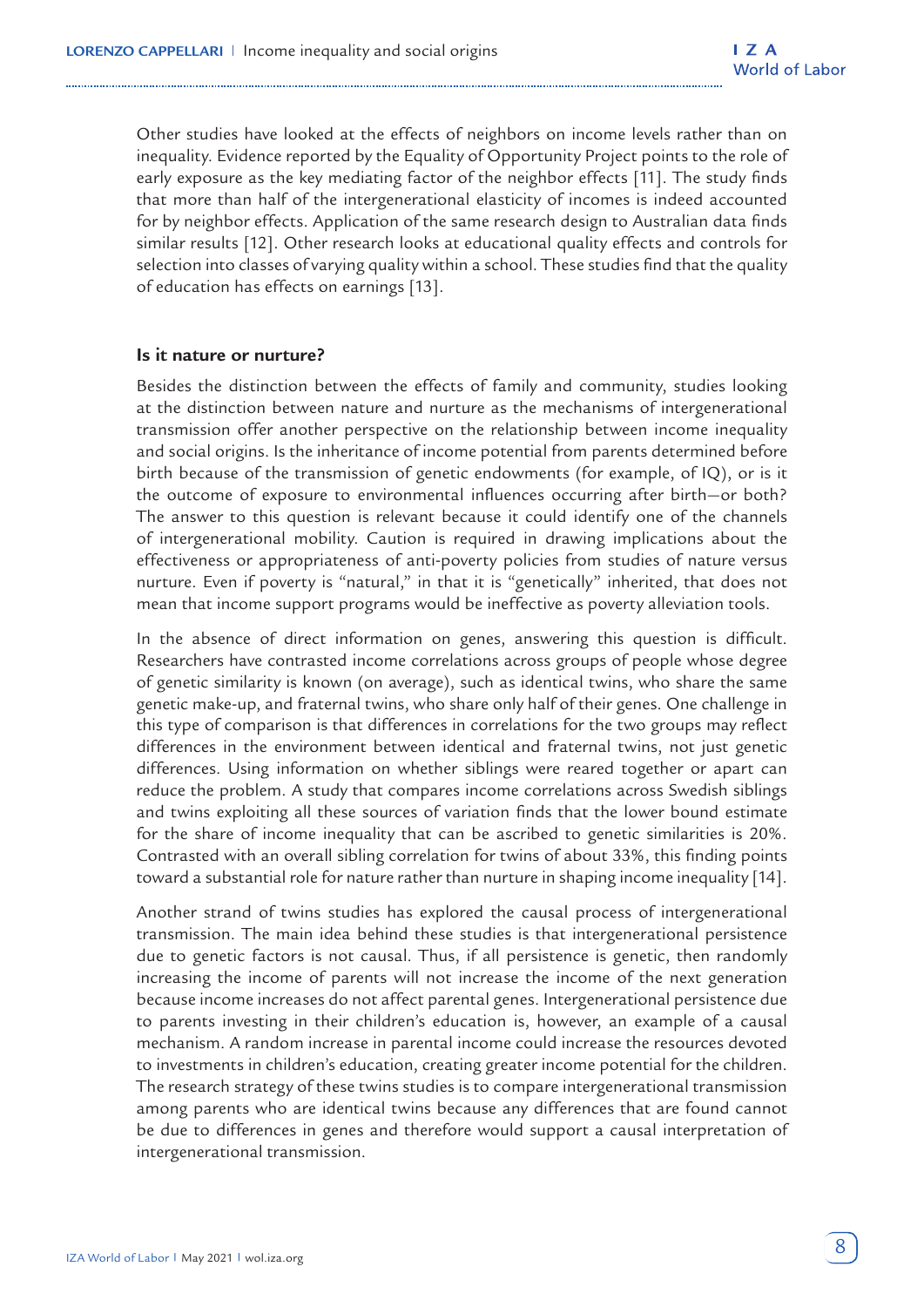Other studies have looked at the effects of neighbors on income levels rather than on inequality. Evidence reported by the Equality of Opportunity Project points to the role of early exposure as the key mediating factor of the neighbor effects [11]. The study finds that more than half of the intergenerational elasticity of incomes is indeed accounted for by neighbor effects. Application of the same research design to Australian data finds similar results [12]. Other research looks at educational quality effects and controls for selection into classes of varying quality within a school. These studies find that the quality of education has effects on earnings [13].

### Is it nature or nurture?

Besides the distinction between the effects of family and community, studies looking at the distinction between nature and nurture as the mechanisms of intergenerational transmission offer another perspective on the relationship between income inequality and social origins. Is the inheritance of income potential from parents determined before birth because of the transmission of genetic endowments (for example, of IQ), or is it the outcome of exposure to environmental influences occurring after birth—or both? The answer to this question is relevant because it could identify one of the channels of intergenerational mobility. Caution is required in drawing implications about the effectiveness or appropriateness of anti-poverty policies from studies of nature versus nurture. Even if poverty is "natural," in that it is "genetically" inherited, that does not mean that income support programs would be ineffective as poverty alleviation tools.

In the absence of direct information on genes, answering this question is difficult. Researchers have contrasted income correlations across groups of people whose degree of genetic similarity is known (on average), such as identical twins, who share the same genetic make-up, and fraternal twins, who share only half of their genes. One challenge in this type of comparison is that differences in correlations for the two groups may reflect differences in the environment between identical and fraternal twins, not just genetic differences. Using information on whether siblings were reared together or apart can reduce the problem. A study that compares income correlations across Swedish siblings and twins exploiting all these sources of variation finds that the lower bound estimate for the share of income inequality that can be ascribed to genetic similarities is 20%. Contrasted with an overall sibling correlation for twins of about 33%, this finding points toward a substantial role for nature rather than nurture in shaping income inequality [14].

Another strand of twins studies has explored the causal process of intergenerational transmission. The main idea behind these studies is that intergenerational persistence due to genetic factors is not causal. Thus, if all persistence is genetic, then randomly increasing the income of parents will not increase the income of the next generation because income increases do not affect parental genes. Intergenerational persistence due to parents investing in their children's education is, however, an example of a causal mechanism. A random increase in parental income could increase the resources devoted to investments in children's education, creating greater income potential for the children. The research strategy of these twins studies is to compare intergenerational transmission among parents who are identical twins because any differences that are found cannot be due to differences in genes and therefore would support a causal interpretation of intergenerational transmission.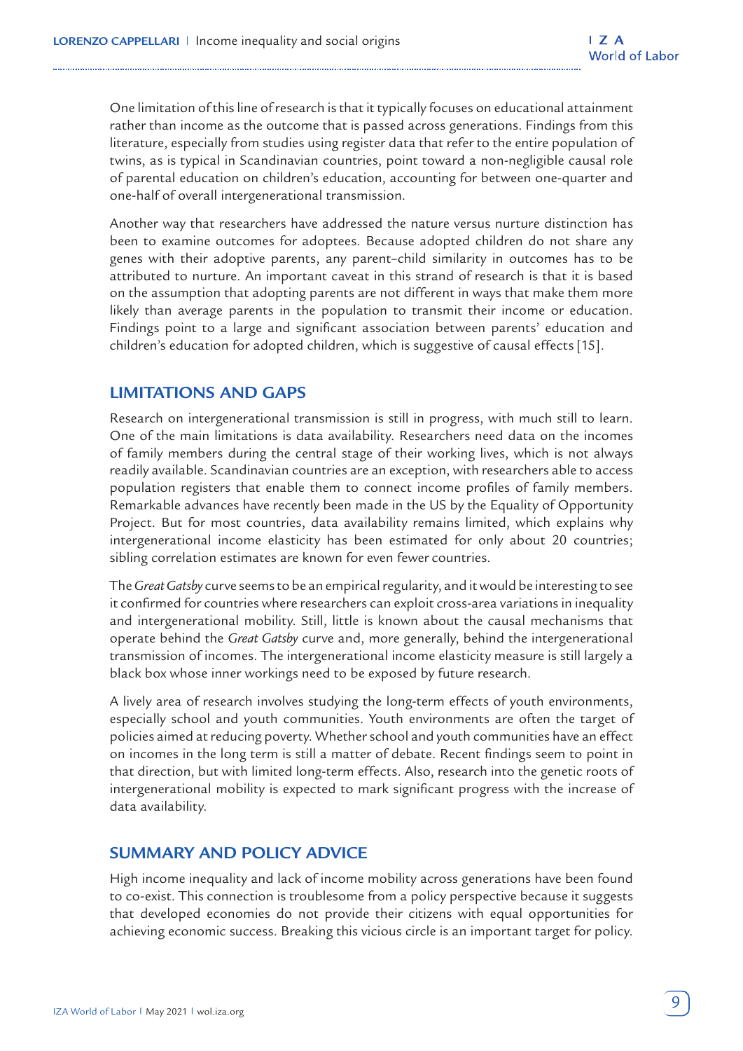One limitation of this line of research is that it typically focuses on educational attainment rather than income as the outcome that is passed across generations. Findings from this literature, especially from studies using register data that refer to the entire population of twins, as is typical in Scandinavian countries, point toward a non-negligible causal role of parental education on children's education, accounting for between one-quarter and one-half of overall intergenerational transmission.

Another way that researchers have addressed the nature versus nurture distinction has been to examine outcomes for adoptees. Because adopted children do not share any genes with their adoptive parents, any parent–child similarity in outcomes has to be attributed to nurture. An important caveat in this strand of research is that it is based on the assumption that adopting parents are not different in ways that make them more likely than average parents in the population to transmit their income or education. Findings point to a large and significant association between parents' education and children's education for adopted children, which is suggestive of causal effects [15].

## LIMITATIONS AND GAPS

Research on intergenerational transmission is still in progress, with much still to learn. One of the main limitations is data availability. Researchers need data on the incomes of family members during the central stage of their working lives, which is not always readily available. Scandinavian countries are an exception, with researchers able to access population registers that enable them to connect income profiles of family members. Remarkable advances have recently been made in the US by the Equality of Opportunity Project. But for most countries, data availability remains limited, which explains why intergenerational income elasticity has been estimated for only about 20 countries; sibling correlation estimates are known for even fewer countries.

The *Great Gatsby* curve seems to be an empirical regularity, and it would be interesting to see it confirmed for countries where researchers can exploit cross-area variations in inequality and intergenerational mobility. Still, little is known about the causal mechanisms that operate behind the *Great Gatsby* curve and, more generally, behind the intergenerational transmission of incomes. The intergenerational income elasticity measure is still largely a black box whose inner workings need to be exposed by future research.

A lively area of research involves studying the long-term effects of youth environments, especially school and youth communities. Youth environments are often the target of policies aimed at reducing poverty. Whether school and youth communities have an effect on incomes in the long term is still a matter of debate. Recent findings seem to point in that direction, but with limited long-term effects. Also, research into the genetic roots of intergenerational mobility is expected to mark significant progress with the increase of data availability.

## SUMMARY AND POLICY ADVICE

High income inequality and lack of income mobility across generations have been found to co-exist. This connection is troublesome from a policy perspective because it suggests that developed economies do not provide their citizens with equal opportunities for achieving economic success. Breaking this vicious circle is an important target for policy.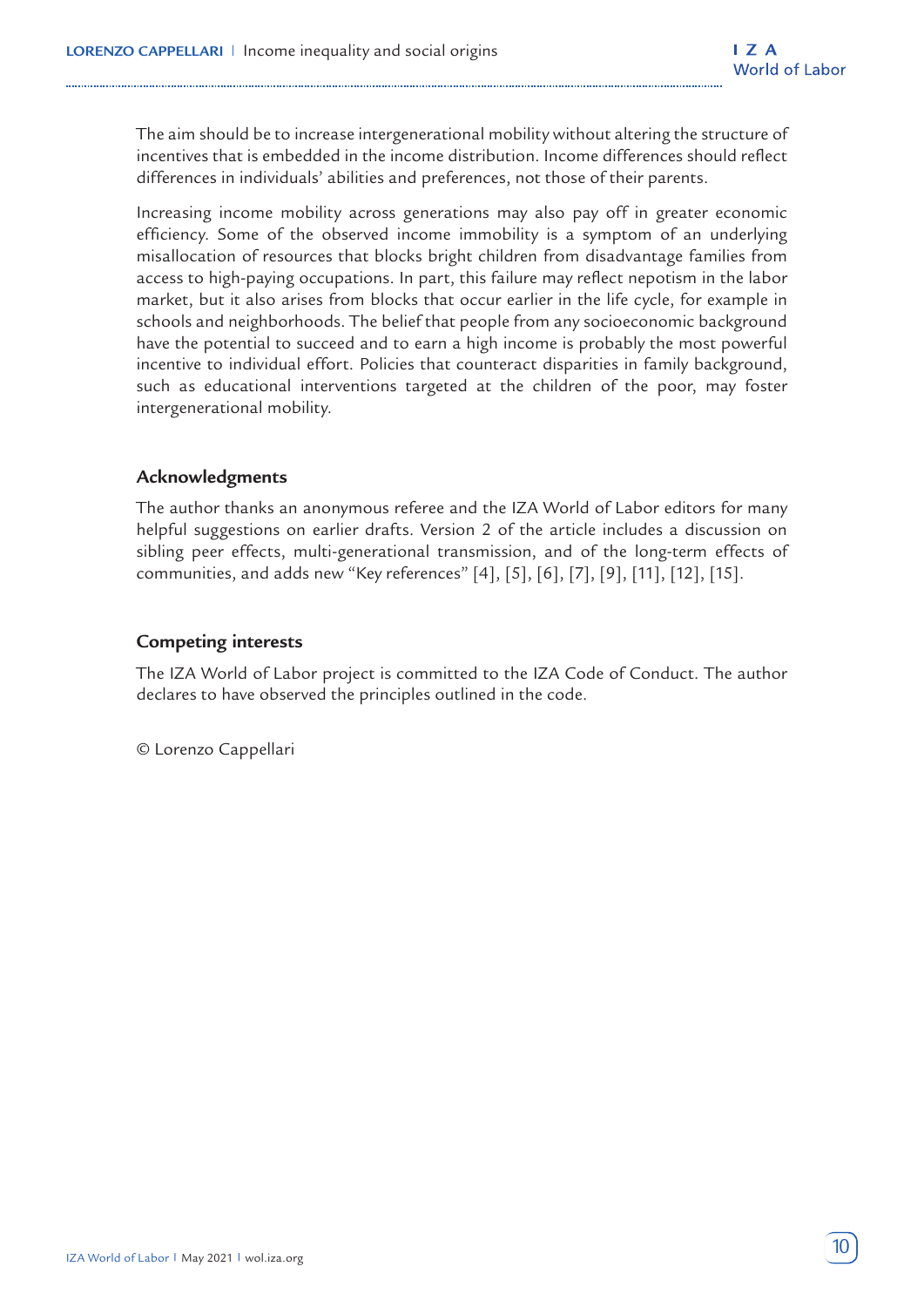The aim should be to increase intergenerational mobility without altering the structure of incentives that is embedded in the income distribution. Income differences should reflect differences in individuals' abilities and preferences, not those of their parents.

Increasing income mobility across generations may also pay off in greater economic efficiency. Some of the observed income immobility is a symptom of an underlying misallocation of resources that blocks bright children from disadvantage families from access to high-paying occupations. In part, this failure may reflect nepotism in the labor market, but it also arises from blocks that occur earlier in the life cycle, for example in schools and neighborhoods. The belief that people from any socioeconomic background have the potential to succeed and to earn a high income is probably the most powerful incentive to individual effort. Policies that counteract disparities in family background, such as educational interventions targeted at the children of the poor, may foster intergenerational mobility.

### Acknowledgments

The author thanks an anonymous referee and the IZA World of Labor editors for many helpful suggestions on earlier drafts. Version 2 of the article includes a discussion on sibling peer effects, multi-generational transmission, and of the long-term effects of communities, and adds new "Key references" [4], [5], [6], [7], [9], [11], [12], [15].

### Competing interests

The IZA World of Labor project is committed to the IZA Code of Conduct. The author declares to have observed the principles outlined in the code.

© Lorenzo Cappellari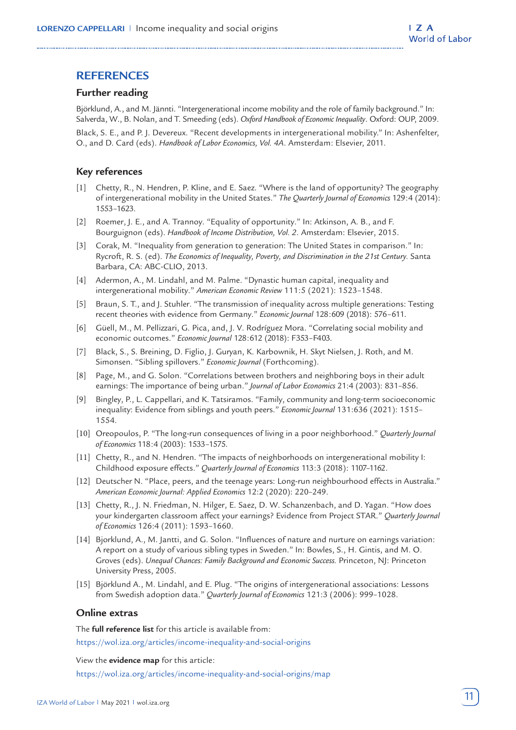## REFERENCES

### Further reading

Björklund, A., and M. Jännti. "Intergenerational income mobility and the role of family background." In: Salverda, W., B. Nolan, and T. Smeeding (eds). *Oxford Handbook of Economic Inequality*. Oxford: OUP, 2009.

Black, S. E., and P. J. Devereux. "Recent developments in intergenerational mobility." In: Ashenfelter, O., and D. Card (eds). *Handbook of Labor Economics, Vol. 4A*. Amsterdam: Elsevier, 2011.

### Key references

[1] Chetty, R., N. Hendren, P. Kline, and E. Saez. "Where is the land of opportunity? The geography of intergenerational mobility in the United States." *The Quarterly Journal of Economics* 129:4 (2014): 1553–1623.

[2] Roemer, J. E., and A. Trannoy. "Equality of opportunity." In: Atkinson, A. B., and F. Bourguignon (eds). *Handbook of Income Distribution, Vol. 2*. Amsterdam: Elsevier, 2015.

[3] Corak, M. "Inequality from generation to generation: The United States in comparison." In: Rycroft, R. S. (ed). *The Economics of Inequality, Poverty, and Discrimination in the 21st Century.* Santa Barbara, CA: ABC-CLIO, 2013.

[4] Adermon, A., M. Lindahl, and M. Palme. "Dynastic human capital, inequality and intergenerational mobility." *American Economic Review* 111:5 (2021): 1523–1548.

[5] Braun, S. T., and J. Stuhler. "The transmission of inequality across multiple generations: Testing recent theories with evidence from Germany." *Economic Journal* 128:609 (2018): 576–611.

[6] Güell, M., M. Pellizzari, G. Pica, and, J. V. Rodríguez Mora. "Correlating social mobility and economic outcomes." *Economic Journal* 128:612 (2018): F353–F403.

[7] Black, S., S. Breining, D. Figlio, J. Guryan, K. Karbownik, H. Skyt Nielsen, J. Roth, and M. Simonsen. "Sibling spillovers." *Economic Journal* (Forthcoming).

[8] Page, M., and G. Solon. "Correlations between brothers and neighboring boys in their adult earnings: The importance of being urban." *Journal of Labor Economics* 21:4 (2003): 831–856.

[9] Bingley, P., L. Cappellari, and K. Tatsiramos. "Family, community and long-term socioeconomic inequality: Evidence from siblings and youth peers." *Economic Journal* 131:636 (2021): 1515–1554.

[10] Oreopoulos, P. "The long-run consequences of living in a poor neighborhood." *Quarterly Journal of Economics* 118:4 (2003): 1533–1575.

[11] Chetty, R., and N. Hendren. "The impacts of neighborhoods on intergenerational mobility I: Childhood exposure effects." *Quarterly Journal of Economics* 113:3 (2018): 1107–1162.

[12] Deutscher N. "Place, peers, and the teenage years: Long-run neighbourhood effects in Australia." *American Economic Journal: Applied Economics* 12:2 (2020): 220–249.

[13] Chetty, R., J. N. Friedman, N. Hilger, E. Saez, D. W. Schanzenbach, and D. Yagan. "How does your kindergarten classroom affect your earnings? Evidence from Project STAR." *Quarterly Journal of Economics* 126:4 (2011): 1593–1660.

[14] Bjorklund, A., M. Jantti, and G. Solon. "Influences of nature and nurture on earnings variation: A report on a study of various sibling types in Sweden." In: Bowles, S., H. Gintis, and M. O. Groves (eds). *Unequal Chances: Family Background and Economic Success.* Princeton, NJ: Princeton University Press, 2005.

[15] Björklund A., M. Lindahl, and E. Plug. "The origins of intergenerational associations: Lessons from Swedish adoption data." *Quarterly Journal of Economics* 121:3 (2006): 999–1028.

### Online extras

The **full reference list** for this article is available from:

https://wol.iza.org/articles/income-inequality-and-social-origins

View the **evidence map** for this article:

https://wol.iza.org/articles/income-inequality-and-social-origins/map